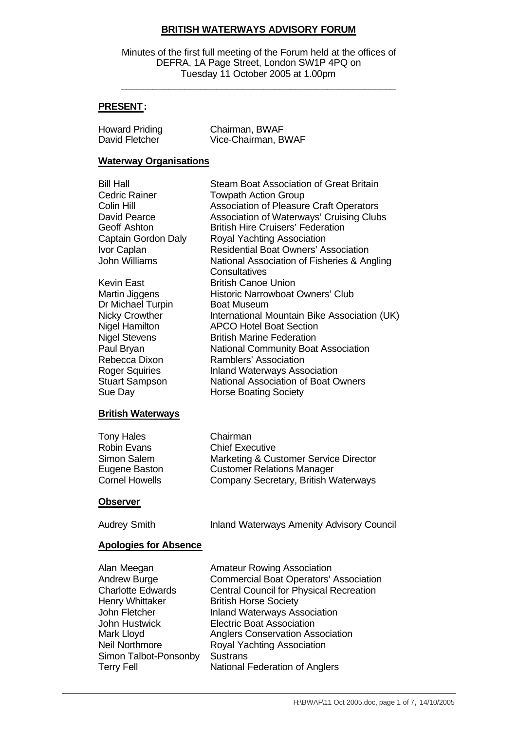# BRITISH WATERWAYS ADVISORY FORUM

Minutes of the first full meeting of the Forum held at the offices of DEFRA, 1A Page Street, London SW1P 4PQ on Tuesday 11 October 2005 at 1.00pm

---

## PRESENT:

| | |
|---|---|
| Howard Priding | Chairman, BWAF |
| David Fletcher | Vice-Chairman, BWAF |

### Waterway Organisations

| | |
|---|---|
| Bill Hall | Steam Boat Association of Great Britain |
| Cedric Rainer | Towpath Action Group |
| Colin Hill | Association of Pleasure Craft Operators |
| David Pearce | Association of Waterways' Cruising Clubs |
| Geoff Ashton | British Hire Cruisers' Federation |
| Captain Gordon Daly | Royal Yachting Association |
| Ivor Caplan | Residential Boat Owners' Association |
| John Williams | National Association of Fisheries & Angling Consultatives |
| Kevin East | British Canoe Union |
| Martin Jiggens | Historic Narrowboat Owners' Club |
| Dr Michael Turpin | Boat Museum |
| Nicky Crowther | International Mountain Bike Association (UK) |
| Nigel Hamilton | APCO Hotel Boat Section |
| Nigel Stevens | British Marine Federation |
| Paul Bryan | National Community Boat Association |
| Rebecca Dixon | Ramblers' Association |
| Roger Squiries | Inland Waterways Association |
| Stuart Sampson | National Association of Boat Owners |
| Sue Day | Horse Boating Society |

### British Waterways

| | |
|---|---|
| Tony Hales | Chairman |
| Robin Evans | Chief Executive |
| Simon Salem | Marketing & Customer Service Director |
| Eugene Baston | Customer Relations Manager |
| Cornel Howells | Company Secretary, British Waterways |

### Observer

| | |
|---|---|
| Audrey Smith | Inland Waterways Amenity Advisory Council |

### Apologies for Absence

| | |
|---|---|
| Alan Meegan | Amateur Rowing Association |
| Andrew Burge | Commercial Boat Operators' Association |
| Charlotte Edwards | Central Council for Physical Recreation |
| Henry Whittaker | British Horse Society |
| John Fletcher | Inland Waterways Association |
| John Hustwick | Electric Boat Association |
| Mark Lloyd | Anglers Conservation Association |
| Neil Northmore | Royal Yachting Association |
| Simon Talbot-Ponsonby | Sustrans |
| Terry Fell | National Federation of Anglers |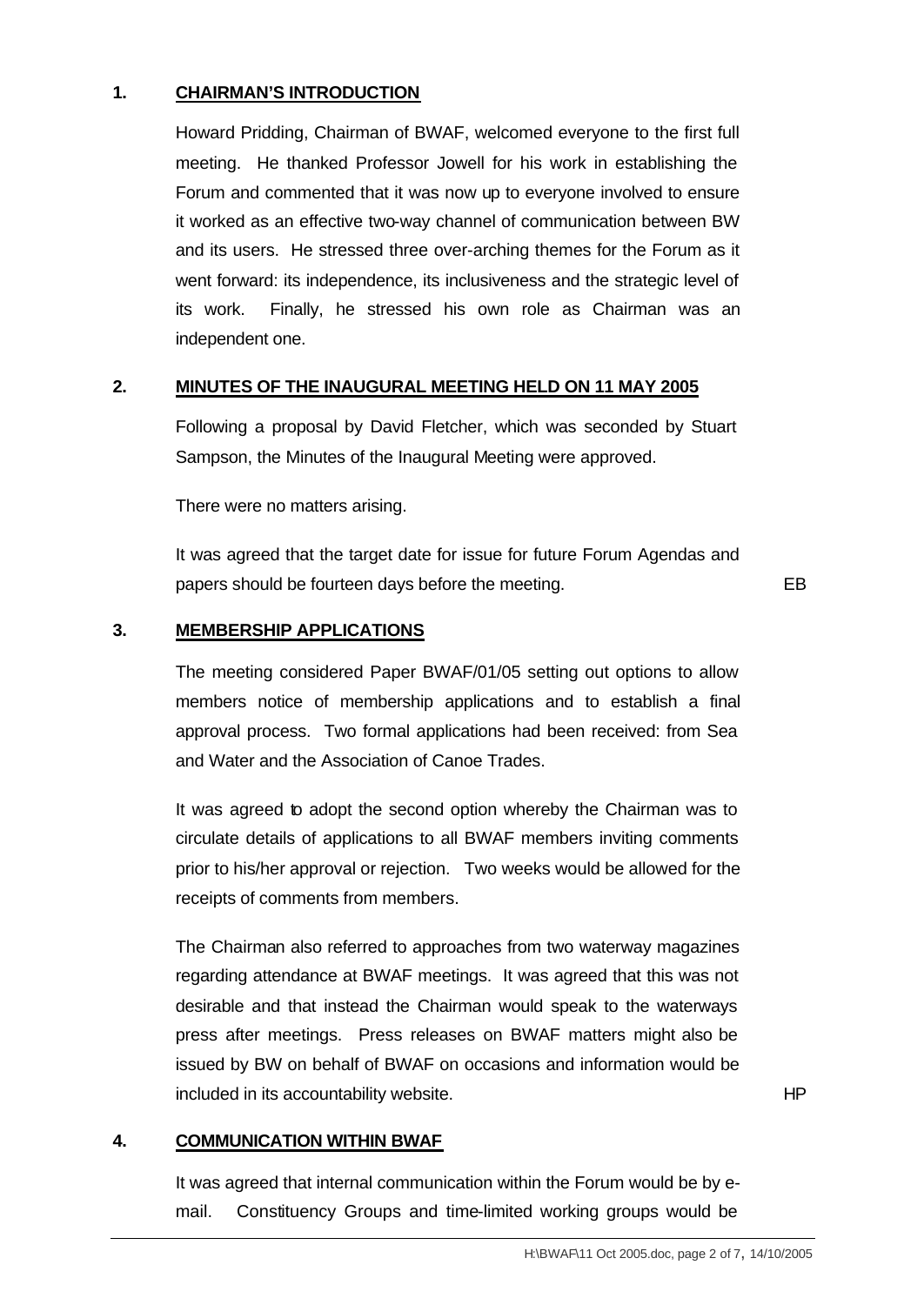## 1. CHAIRMAN'S INTRODUCTION

Howard Pridding, Chairman of BWAF, welcomed everyone to the first full meeting. He thanked Professor Jowell for his work in establishing the Forum and commented that it was now up to everyone involved to ensure it worked as an effective two-way channel of communication between BW and its users. He stressed three over-arching themes for the Forum as it went forward: its independence, its inclusiveness and the strategic level of its work. Finally, he stressed his own role as Chairman was an independent one.

## 2. MINUTES OF THE INAUGURAL MEETING HELD ON 11 MAY 2005

Following a proposal by David Fletcher, which was seconded by Stuart Sampson, the Minutes of the Inaugural Meeting were approved.

There were no matters arising.

It was agreed that the target date for issue for future Forum Agendas and papers should be fourteen days before the meeting. **EB**

## 3. MEMBERSHIP APPLICATIONS

The meeting considered Paper BWAF/01/05 setting out options to allow members notice of membership applications and to establish a final approval process. Two formal applications had been received: from Sea and Water and the Association of Canoe Trades.

It was agreed to adopt the second option whereby the Chairman was to circulate details of applications to all BWAF members inviting comments prior to his/her approval or rejection. Two weeks would be allowed for the receipts of comments from members.

The Chairman also referred to approaches from two waterway magazines regarding attendance at BWAF meetings. It was agreed that this was not desirable and that instead the Chairman would speak to the waterways press after meetings. Press releases on BWAF matters might also be issued by BW on behalf of BWAF on occasions and information would be included in its accountability website. **HP**

## 4. COMMUNICATION WITHIN BWAF

It was agreed that internal communication within the Forum would be by e-mail. Constituency Groups and time-limited working groups would be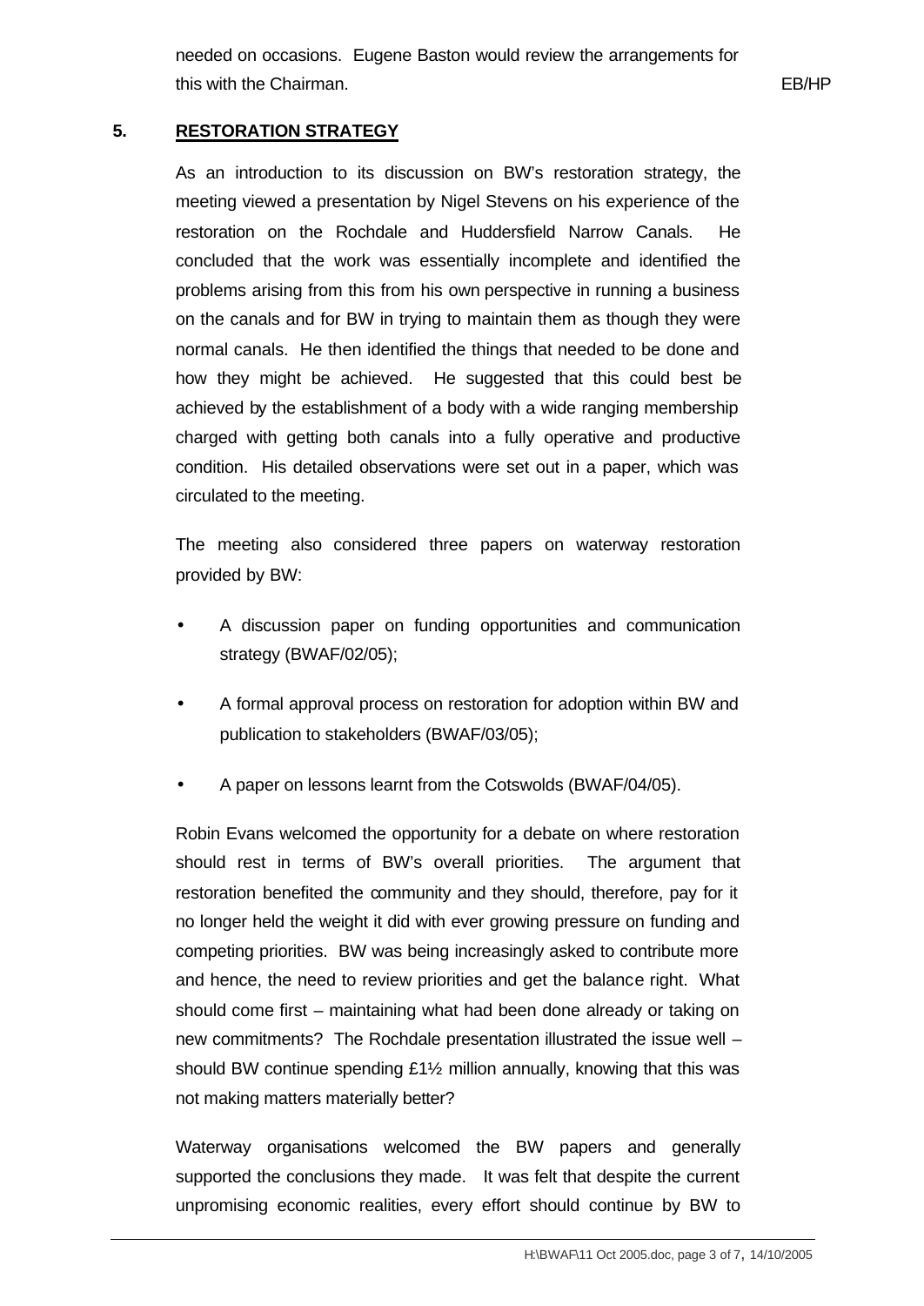needed on occasions. Eugene Baston would review the arrangements for this with the Chairman. EB/HP

## 5. RESTORATION STRATEGY

As an introduction to its discussion on BW's restoration strategy, the meeting viewed a presentation by Nigel Stevens on his experience of the restoration on the Rochdale and Huddersfield Narrow Canals. He concluded that the work was essentially incomplete and identified the problems arising from this from his own perspective in running a business on the canals and for BW in trying to maintain them as though they were normal canals. He then identified the things that needed to be done and how they might be achieved. He suggested that this could best be achieved by the establishment of a body with a wide ranging membership charged with getting both canals into a fully operative and productive condition. His detailed observations were set out in a paper, which was circulated to the meeting.

The meeting also considered three papers on waterway restoration provided by BW:

- A discussion paper on funding opportunities and communication strategy (BWAF/02/05);
- A formal approval process on restoration for adoption within BW and publication to stakeholders (BWAF/03/05);
- A paper on lessons learnt from the Cotswolds (BWAF/04/05).

Robin Evans welcomed the opportunity for a debate on where restoration should rest in terms of BW's overall priorities. The argument that restoration benefited the community and they should, therefore, pay for it no longer held the weight it did with ever growing pressure on funding and competing priorities. BW was being increasingly asked to contribute more and hence, the need to review priorities and get the balance right. What should come first – maintaining what had been done already or taking on new commitments? The Rochdale presentation illustrated the issue well – should BW continue spending £1½ million annually, knowing that this was not making matters materially better?

Waterway organisations welcomed the BW papers and generally supported the conclusions they made. It was felt that despite the current unpromising economic realities, every effort should continue by BW to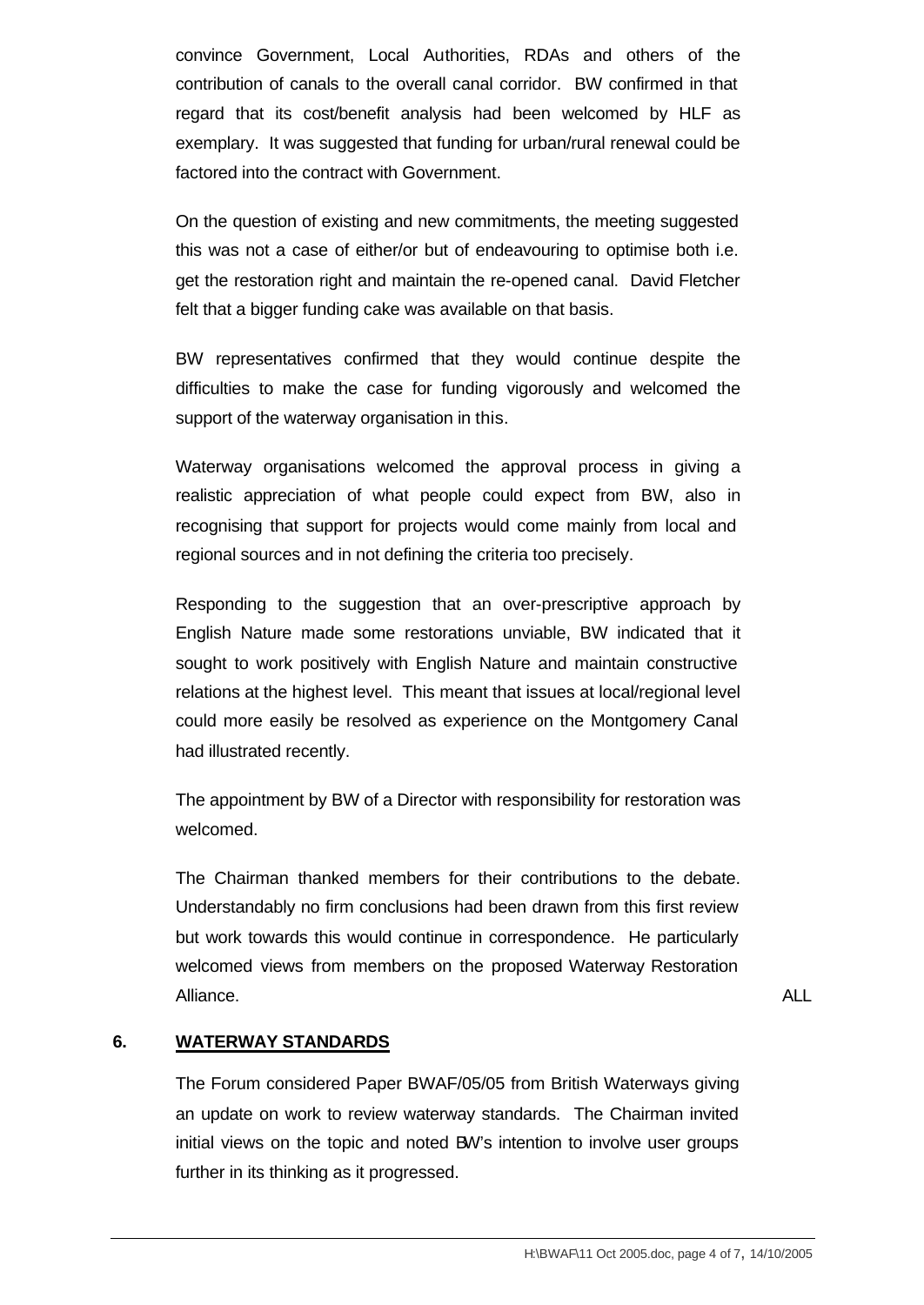convince Government, Local Authorities, RDAs and others of the contribution of canals to the overall canal corridor. BW confirmed in that regard that its cost/benefit analysis had been welcomed by HLF as exemplary. It was suggested that funding for urban/rural renewal could be factored into the contract with Government.

On the question of existing and new commitments, the meeting suggested this was not a case of either/or but of endeavouring to optimise both i.e. get the restoration right and maintain the re-opened canal. David Fletcher felt that a bigger funding cake was available on that basis.

BW representatives confirmed that they would continue despite the difficulties to make the case for funding vigorously and welcomed the support of the waterway organisation in this.

Waterway organisations welcomed the approval process in giving a realistic appreciation of what people could expect from BW, also in recognising that support for projects would come mainly from local and regional sources and in not defining the criteria too precisely.

Responding to the suggestion that an over-prescriptive approach by English Nature made some restorations unviable, BW indicated that it sought to work positively with English Nature and maintain constructive relations at the highest level. This meant that issues at local/regional level could more easily be resolved as experience on the Montgomery Canal had illustrated recently.

The appointment by BW of a Director with responsibility for restoration was welcomed.

The Chairman thanked members for their contributions to the debate. Understandably no firm conclusions had been drawn from this first review but work towards this would continue in correspondence. He particularly welcomed views from members on the proposed Waterway Restoration Alliance. ALL

## 6. WATERWAY STANDARDS

The Forum considered Paper BWAF/05/05 from British Waterways giving an update on work to review waterway standards. The Chairman invited initial views on the topic and noted BW's intention to involve user groups further in its thinking as it progressed.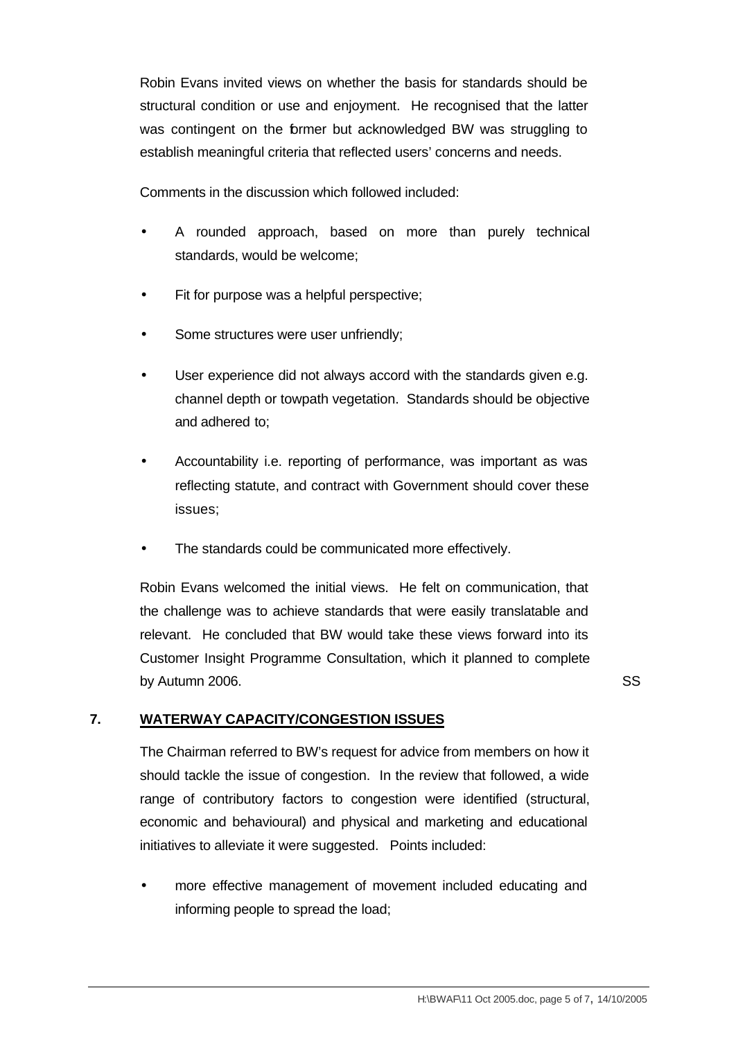Robin Evans invited views on whether the basis for standards should be structural condition or use and enjoyment. He recognised that the latter was contingent on the former but acknowledged BW was struggling to establish meaningful criteria that reflected users' concerns and needs.

Comments in the discussion which followed included:

- A rounded approach, based on more than purely technical standards, would be welcome;
- Fit for purpose was a helpful perspective;
- Some structures were user unfriendly;
- User experience did not always accord with the standards given e.g. channel depth or towpath vegetation. Standards should be objective and adhered to;
- Accountability i.e. reporting of performance, was important as was reflecting statute, and contract with Government should cover these issues;
- The standards could be communicated more effectively.

Robin Evans welcomed the initial views. He felt on communication, that the challenge was to achieve standards that were easily translatable and relevant. He concluded that BW would take these views forward into its Customer Insight Programme Consultation, which it planned to complete by Autumn 2006. SS

## 7. WATERWAY CAPACITY/CONGESTION ISSUES

The Chairman referred to BW's request for advice from members on how it should tackle the issue of congestion. In the review that followed, a wide range of contributory factors to congestion were identified (structural, economic and behavioural) and physical and marketing and educational initiatives to alleviate it were suggested. Points included:

- more effective management of movement included educating and informing people to spread the load;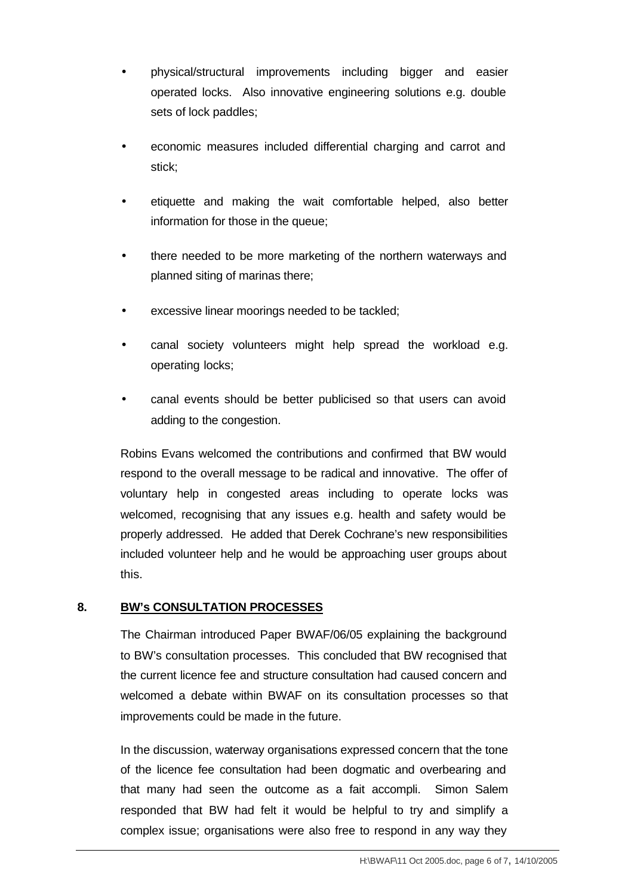- physical/structural improvements including bigger and easier operated locks. Also innovative engineering solutions e.g. double sets of lock paddles;
- economic measures included differential charging and carrot and stick;
- etiquette and making the wait comfortable helped, also better information for those in the queue;
- there needed to be more marketing of the northern waterways and planned siting of marinas there;
- excessive linear moorings needed to be tackled;
- canal society volunteers might help spread the workload e.g. operating locks;
- canal events should be better publicised so that users can avoid adding to the congestion.

Robins Evans welcomed the contributions and confirmed that BW would respond to the overall message to be radical and innovative. The offer of voluntary help in congested areas including to operate locks was welcomed, recognising that any issues e.g. health and safety would be properly addressed. He added that Derek Cochrane's new responsibilities included volunteer help and he would be approaching user groups about this.

## 8. BW's CONSULTATION PROCESSES

The Chairman introduced Paper BWAF/06/05 explaining the background to BW's consultation processes. This concluded that BW recognised that the current licence fee and structure consultation had caused concern and welcomed a debate within BWAF on its consultation processes so that improvements could be made in the future.

In the discussion, waterway organisations expressed concern that the tone of the licence fee consultation had been dogmatic and overbearing and that many had seen the outcome as a fait accompli. Simon Salem responded that BW had felt it would be helpful to try and simplify a complex issue; organisations were also free to respond in any way they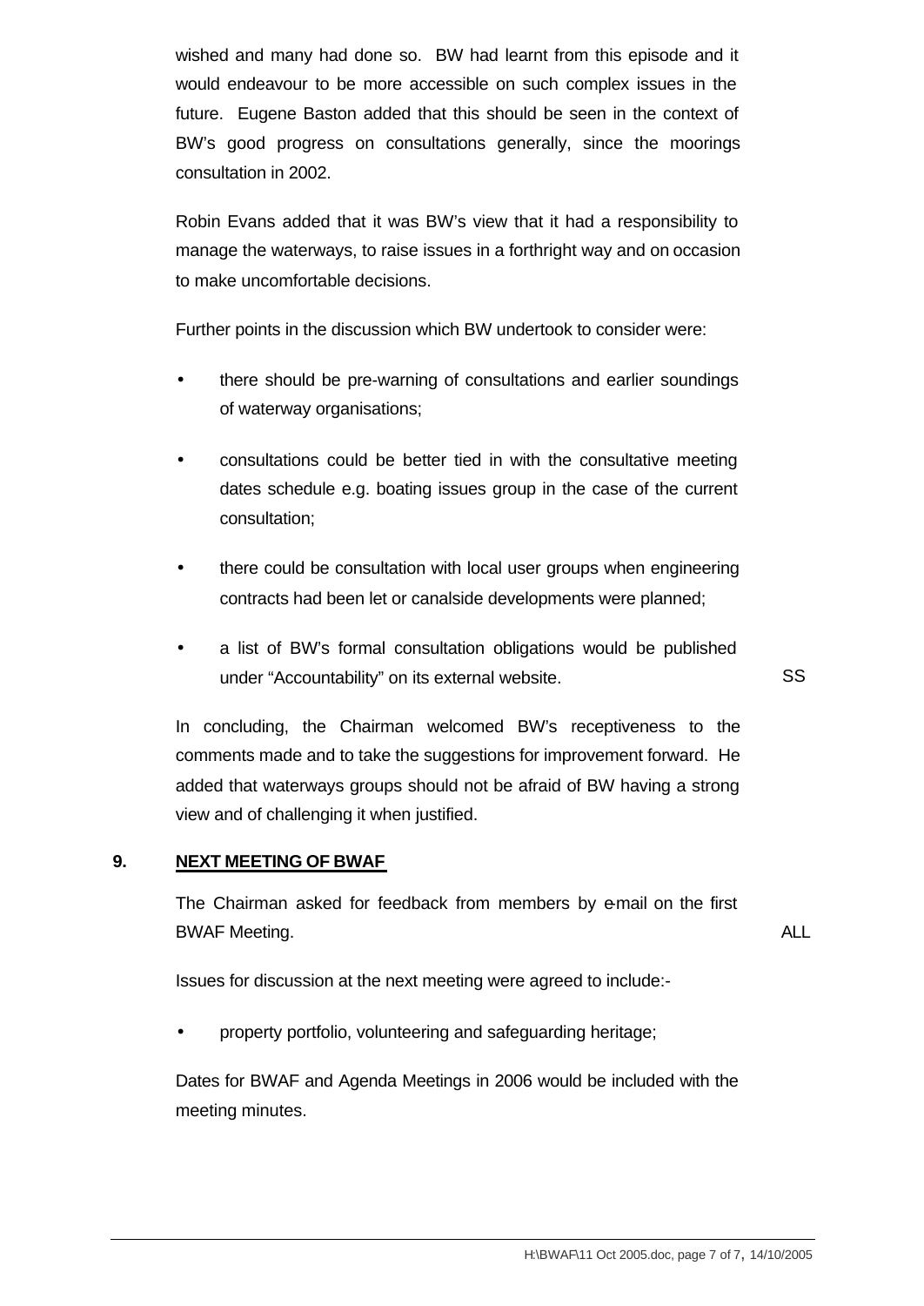wished and many had done so. BW had learnt from this episode and it would endeavour to be more accessible on such complex issues in the future. Eugene Baston added that this should be seen in the context of BW's good progress on consultations generally, since the moorings consultation in 2002.

Robin Evans added that it was BW's view that it had a responsibility to manage the waterways, to raise issues in a forthright way and on occasion to make uncomfortable decisions.

Further points in the discussion which BW undertook to consider were:

- there should be pre-warning of consultations and earlier soundings of waterway organisations;
- consultations could be better tied in with the consultative meeting dates schedule e.g. boating issues group in the case of the current consultation;
- there could be consultation with local user groups when engineering contracts had been let or canalside developments were planned;
- a list of BW's formal consultation obligations would be published under "Accountability" on its external website. SS

In concluding, the Chairman welcomed BW's receptiveness to the comments made and to take the suggestions for improvement forward. He added that waterways groups should not be afraid of BW having a strong view and of challenging it when justified.

## 9. NEXT MEETING OF BWAF

The Chairman asked for feedback from members by e-mail on the first BWAF Meeting. ALL

Issues for discussion at the next meeting were agreed to include:-

- property portfolio, volunteering and safeguarding heritage;

Dates for BWAF and Agenda Meetings in 2006 would be included with the meeting minutes.